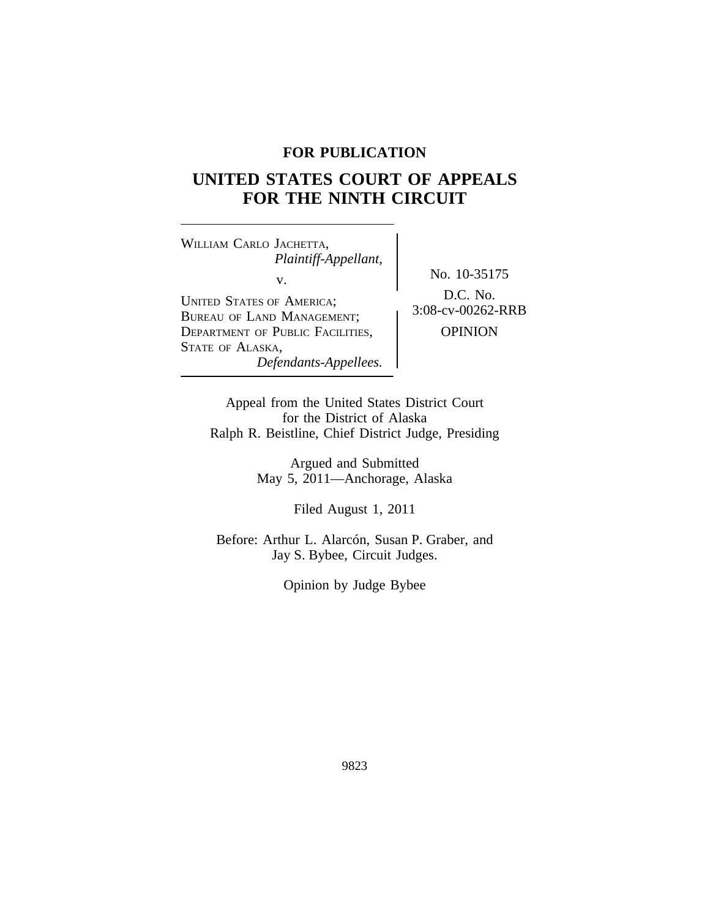**FOR PUBLICATION**

# UNITED STATES COURT OF APPEALS FOR THE NINTH CIRCUIT

WILLIAM CARLO JACHETTA,
*Plaintiff-Appellant,*

v.

UNITED STATES OF AMERICA; BUREAU OF LAND MANAGEMENT; DEPARTMENT OF PUBLIC FACILITIES, STATE OF ALASKA,
*Defendants-Appellees.*

No. 10-35175

D.C. No. 3:08-cv-00262-RRB

OPINION

Appeal from the United States District Court for the District of Alaska
Ralph R. Beistline, Chief District Judge, Presiding

Argued and Submitted
May 5, 2011—Anchorage, Alaska

Filed August 1, 2011

Before: Arthur L. Alarcón, Susan P. Graber, and Jay S. Bybee, Circuit Judges.

Opinion by Judge Bybee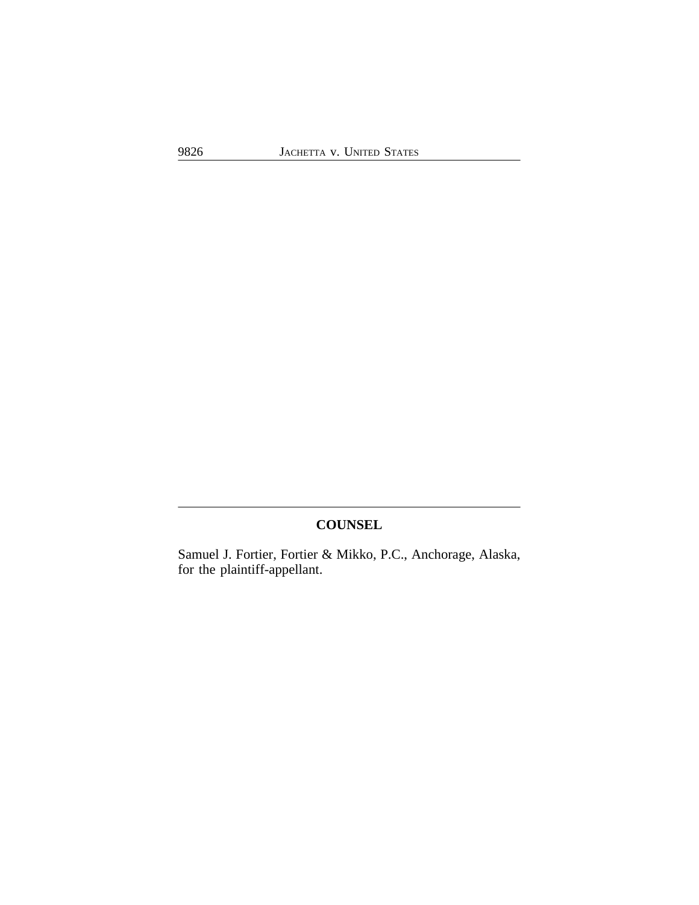## COUNSEL

Samuel J. Fortier, Fortier & Mikko, P.C., Anchorage, Alaska, for the plaintiff-appellant.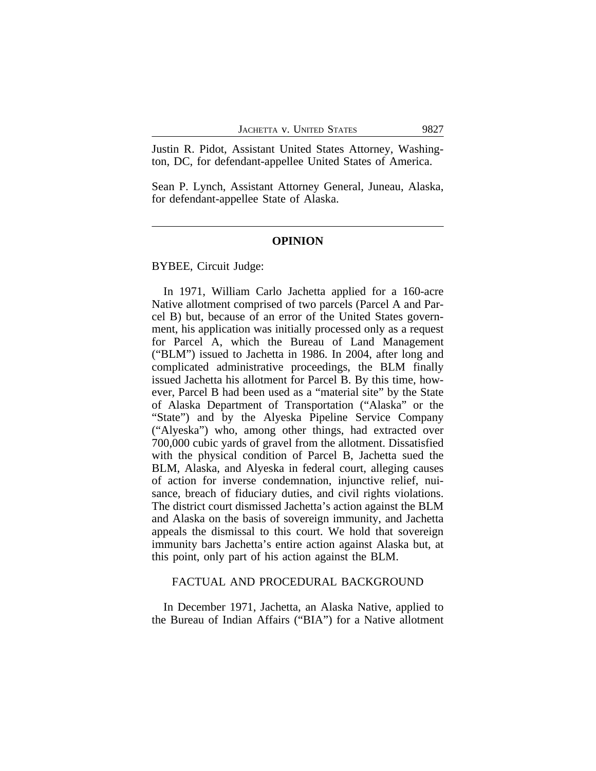Justin R. Pidot, Assistant United States Attorney, Washington, DC, for defendant-appellee United States of America.

Sean P. Lynch, Assistant Attorney General, Juneau, Alaska, for defendant-appellee State of Alaska.

---

## OPINION

BYBEE, Circuit Judge:

In 1971, William Carlo Jachetta applied for a 160-acre Native allotment comprised of two parcels (Parcel A and Parcel B) but, because of an error of the United States government, his application was initially processed only as a request for Parcel A, which the Bureau of Land Management ("BLM") issued to Jachetta in 1986. In 2004, after long and complicated administrative proceedings, the BLM finally issued Jachetta his allotment for Parcel B. By this time, however, Parcel B had been used as a "material site" by the State of Alaska Department of Transportation ("Alaska" or the "State") and by the Alyeska Pipeline Service Company ("Alyeska") who, among other things, had extracted over 700,000 cubic yards of gravel from the allotment. Dissatisfied with the physical condition of Parcel B, Jachetta sued the BLM, Alaska, and Alyeska in federal court, alleging causes of action for inverse condemnation, injunctive relief, nuisance, breach of fiduciary duties, and civil rights violations. The district court dismissed Jachetta's action against the BLM and Alaska on the basis of sovereign immunity, and Jachetta appeals the dismissal to this court. We hold that sovereign immunity bars Jachetta's entire action against Alaska but, at this point, only part of his action against the BLM.

### FACTUAL AND PROCEDURAL BACKGROUND

In December 1971, Jachetta, an Alaska Native, applied to the Bureau of Indian Affairs ("BIA") for a Native allotment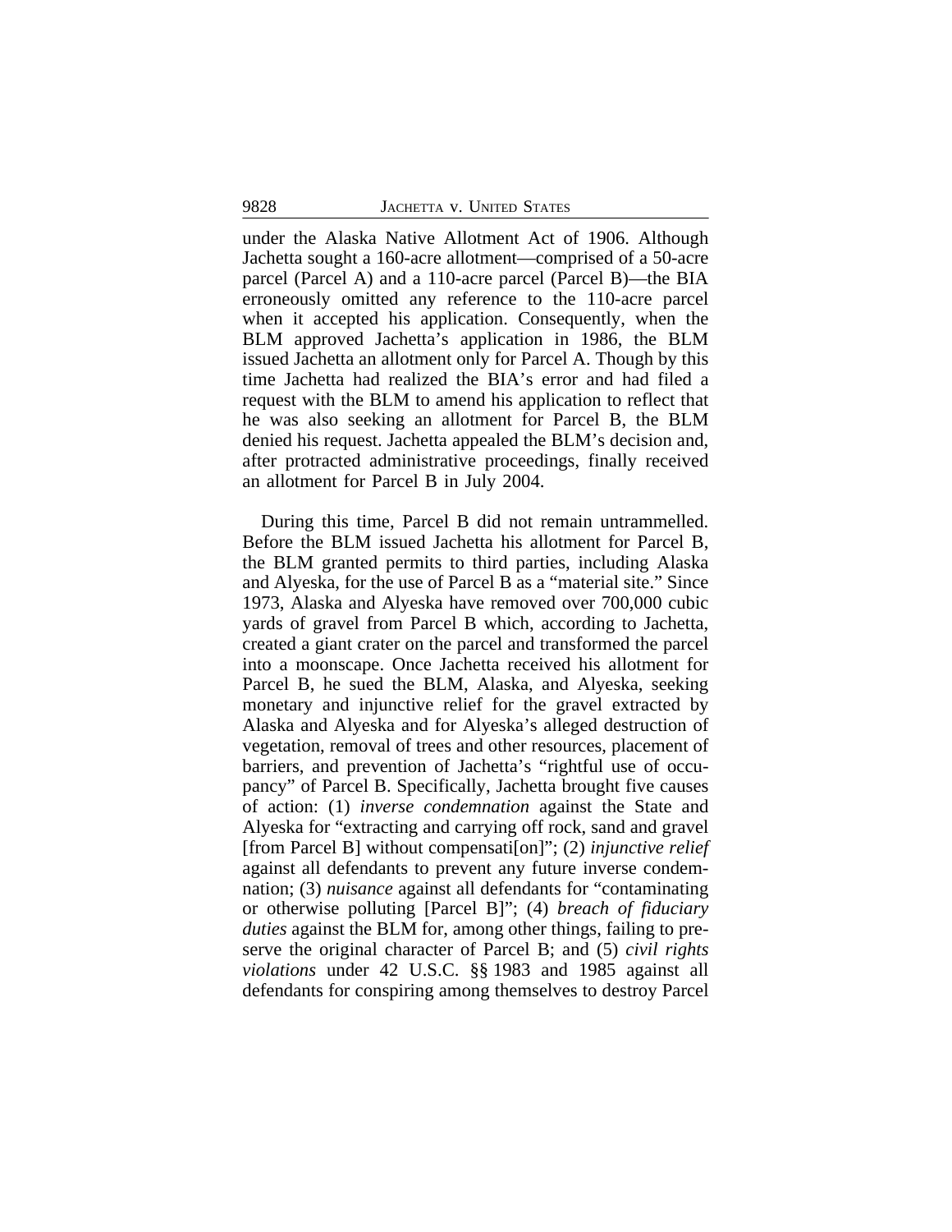under the Alaska Native Allotment Act of 1906. Although Jachetta sought a 160-acre allotment—comprised of a 50-acre parcel (Parcel A) and a 110-acre parcel (Parcel B)—the BIA erroneously omitted any reference to the 110-acre parcel when it accepted his application. Consequently, when the BLM approved Jachetta's application in 1986, the BLM issued Jachetta an allotment only for Parcel A. Though by this time Jachetta had realized the BIA's error and had filed a request with the BLM to amend his application to reflect that he was also seeking an allotment for Parcel B, the BLM denied his request. Jachetta appealed the BLM's decision and, after protracted administrative proceedings, finally received an allotment for Parcel B in July 2004.

During this time, Parcel B did not remain untrammelled. Before the BLM issued Jachetta his allotment for Parcel B, the BLM granted permits to third parties, including Alaska and Alyeska, for the use of Parcel B as a "material site." Since 1973, Alaska and Alyeska have removed over 700,000 cubic yards of gravel from Parcel B which, according to Jachetta, created a giant crater on the parcel and transformed the parcel into a moonscape. Once Jachetta received his allotment for Parcel B, he sued the BLM, Alaska, and Alyeska, seeking monetary and injunctive relief for the gravel extracted by Alaska and Alyeska and for Alyeska's alleged destruction of vegetation, removal of trees and other resources, placement of barriers, and prevention of Jachetta's "rightful use of occupancy" of Parcel B. Specifically, Jachetta brought five causes of action: (1) *inverse condemnation* against the State and Alyeska for "extracting and carrying off rock, sand and gravel [from Parcel B] without compensati[on]"; (2) *injunctive relief* against all defendants to prevent any future inverse condemnation; (3) *nuisance* against all defendants for "contaminating or otherwise polluting [Parcel B]"; (4) *breach of fiduciary duties* against the BLM for, among other things, failing to preserve the original character of Parcel B; and (5) *civil rights violations* under 42 U.S.C. §§ 1983 and 1985 against all defendants for conspiring among themselves to destroy Parcel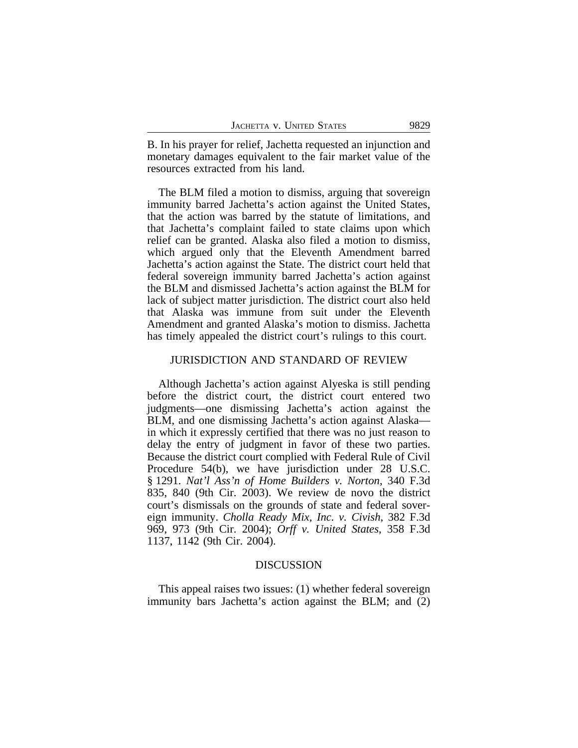B. In his prayer for relief, Jachetta requested an injunction and monetary damages equivalent to the fair market value of the resources extracted from his land.

The BLM filed a motion to dismiss, arguing that sovereign immunity barred Jachetta's action against the United States, that the action was barred by the statute of limitations, and that Jachetta's complaint failed to state claims upon which relief can be granted. Alaska also filed a motion to dismiss, which argued only that the Eleventh Amendment barred Jachetta's action against the State. The district court held that federal sovereign immunity barred Jachetta's action against the BLM and dismissed Jachetta's action against the BLM for lack of subject matter jurisdiction. The district court also held that Alaska was immune from suit under the Eleventh Amendment and granted Alaska's motion to dismiss. Jachetta has timely appealed the district court's rulings to this court.

## JURISDICTION AND STANDARD OF REVIEW

Although Jachetta's action against Alyeska is still pending before the district court, the district court entered two judgments—one dismissing Jachetta's action against the BLM, and one dismissing Jachetta's action against Alaska—in which it expressly certified that there was no just reason to delay the entry of judgment in favor of these two parties. Because the district court complied with Federal Rule of Civil Procedure 54(b), we have jurisdiction under 28 U.S.C. § 1291. *Nat'l Ass'n of Home Builders v. Norton*, 340 F.3d 835, 840 (9th Cir. 2003). We review de novo the district court's dismissals on the grounds of state and federal sovereign immunity. *Cholla Ready Mix, Inc. v. Civish*, 382 F.3d 969, 973 (9th Cir. 2004); *Orff v. United States*, 358 F.3d 1137, 1142 (9th Cir. 2004).

## DISCUSSION

This appeal raises two issues: (1) whether federal sovereign immunity bars Jachetta's action against the BLM; and (2)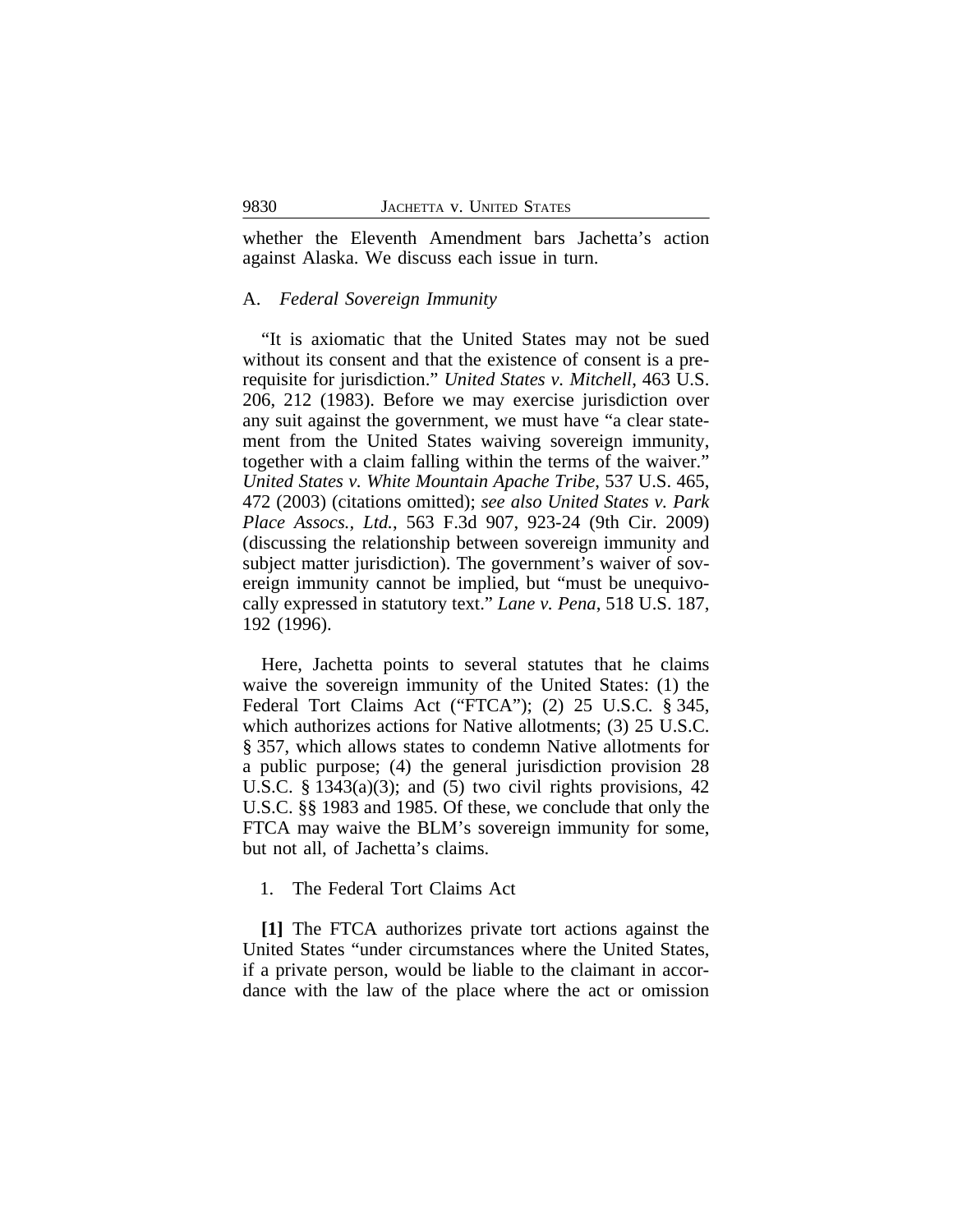whether the Eleventh Amendment bars Jachetta's action against Alaska. We discuss each issue in turn.

### A. *Federal Sovereign Immunity*

"It is axiomatic that the United States may not be sued without its consent and that the existence of consent is a prerequisite for jurisdiction." *United States v. Mitchell*, 463 U.S. 206, 212 (1983). Before we may exercise jurisdiction over any suit against the government, we must have "a clear statement from the United States waiving sovereign immunity, together with a claim falling within the terms of the waiver." *United States v. White Mountain Apache Tribe*, 537 U.S. 465, 472 (2003) (citations omitted); *see also United States v. Park Place Assocs., Ltd.*, 563 F.3d 907, 923-24 (9th Cir. 2009) (discussing the relationship between sovereign immunity and subject matter jurisdiction). The government's waiver of sovereign immunity cannot be implied, but "must be unequivocally expressed in statutory text." *Lane v. Pena*, 518 U.S. 187, 192 (1996).

Here, Jachetta points to several statutes that he claims waive the sovereign immunity of the United States: (1) the Federal Tort Claims Act ("FTCA"); (2) 25 U.S.C. § 345, which authorizes actions for Native allotments; (3) 25 U.S.C. § 357, which allows states to condemn Native allotments for a public purpose; (4) the general jurisdiction provision 28 U.S.C. § 1343(a)(3); and (5) two civil rights provisions, 42 U.S.C. §§ 1983 and 1985. Of these, we conclude that only the FTCA may waive the BLM's sovereign immunity for some, but not all, of Jachetta's claims.

#### 1. The Federal Tort Claims Act

**[1]** The FTCA authorizes private tort actions against the United States "under circumstances where the United States, if a private person, would be liable to the claimant in accordance with the law of the place where the act or omission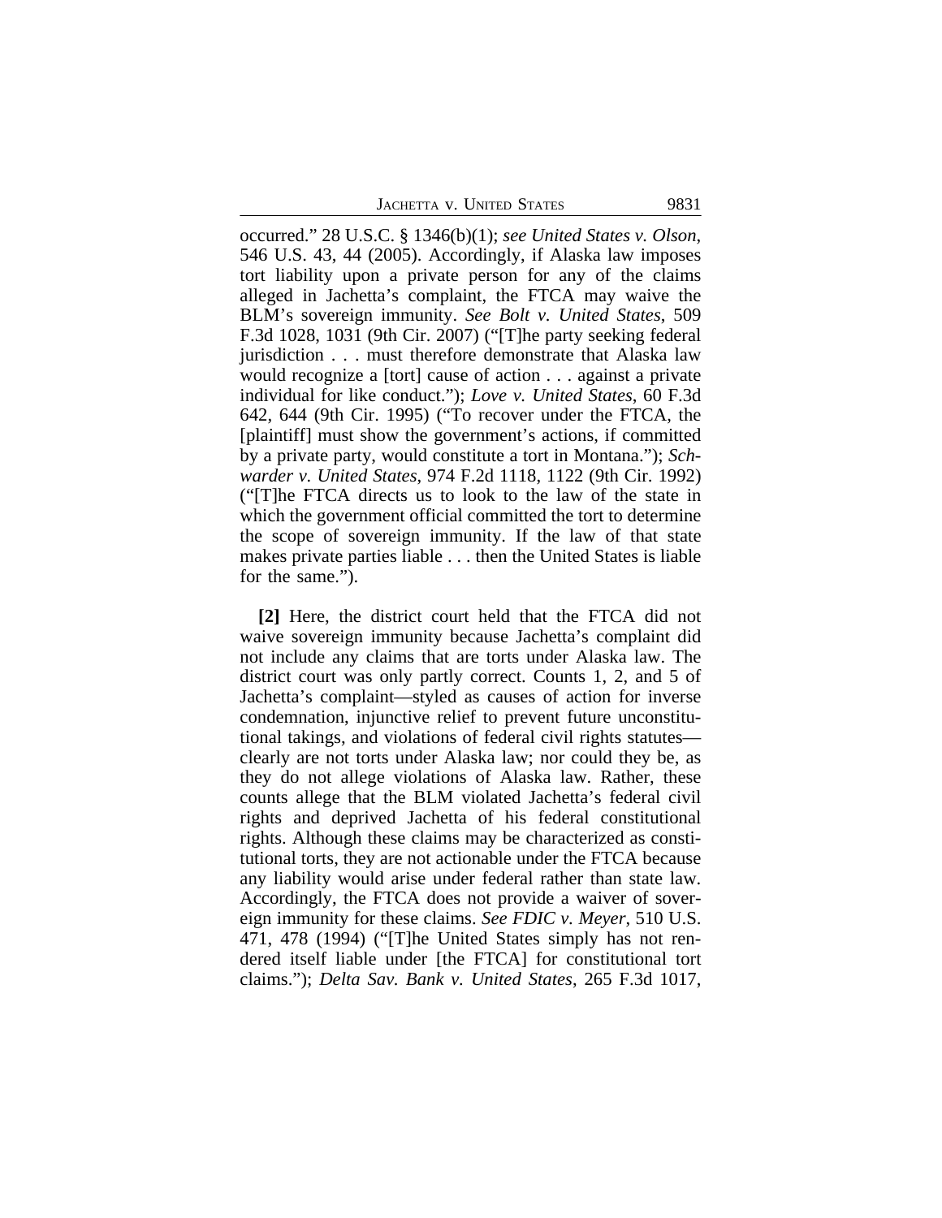occurred." 28 U.S.C. § 1346(b)(1); *see United States v. Olson*, 546 U.S. 43, 44 (2005). Accordingly, if Alaska law imposes tort liability upon a private person for any of the claims alleged in Jachetta's complaint, the FTCA may waive the BLM's sovereign immunity. *See Bolt v. United States*, 509 F.3d 1028, 1031 (9th Cir. 2007) ("[T]he party seeking federal jurisdiction . . . must therefore demonstrate that Alaska law would recognize a [tort] cause of action . . . against a private individual for like conduct."); *Love v. United States*, 60 F.3d 642, 644 (9th Cir. 1995) ("To recover under the FTCA, the [plaintiff] must show the government's actions, if committed by a private party, would constitute a tort in Montana."); *Schwarder v. United States*, 974 F.2d 1118, 1122 (9th Cir. 1992) ("[T]he FTCA directs us to look to the law of the state in which the government official committed the tort to determine the scope of sovereign immunity. If the law of that state makes private parties liable . . . then the United States is liable for the same.").

**[2]** Here, the district court held that the FTCA did not waive sovereign immunity because Jachetta's complaint did not include any claims that are torts under Alaska law. The district court was only partly correct. Counts 1, 2, and 5 of Jachetta's complaint—styled as causes of action for inverse condemnation, injunctive relief to prevent future unconstitutional takings, and violations of federal civil rights statutes—clearly are not torts under Alaska law; nor could they be, as they do not allege violations of Alaska law. Rather, these counts allege that the BLM violated Jachetta's federal civil rights and deprived Jachetta of his federal constitutional rights. Although these claims may be characterized as constitutional torts, they are not actionable under the FTCA because any liability would arise under federal rather than state law. Accordingly, the FTCA does not provide a waiver of sovereign immunity for these claims. *See FDIC v. Meyer*, 510 U.S. 471, 478 (1994) ("[T]he United States simply has not rendered itself liable under [the FTCA] for constitutional tort claims."); *Delta Sav. Bank v. United States*, 265 F.3d 1017,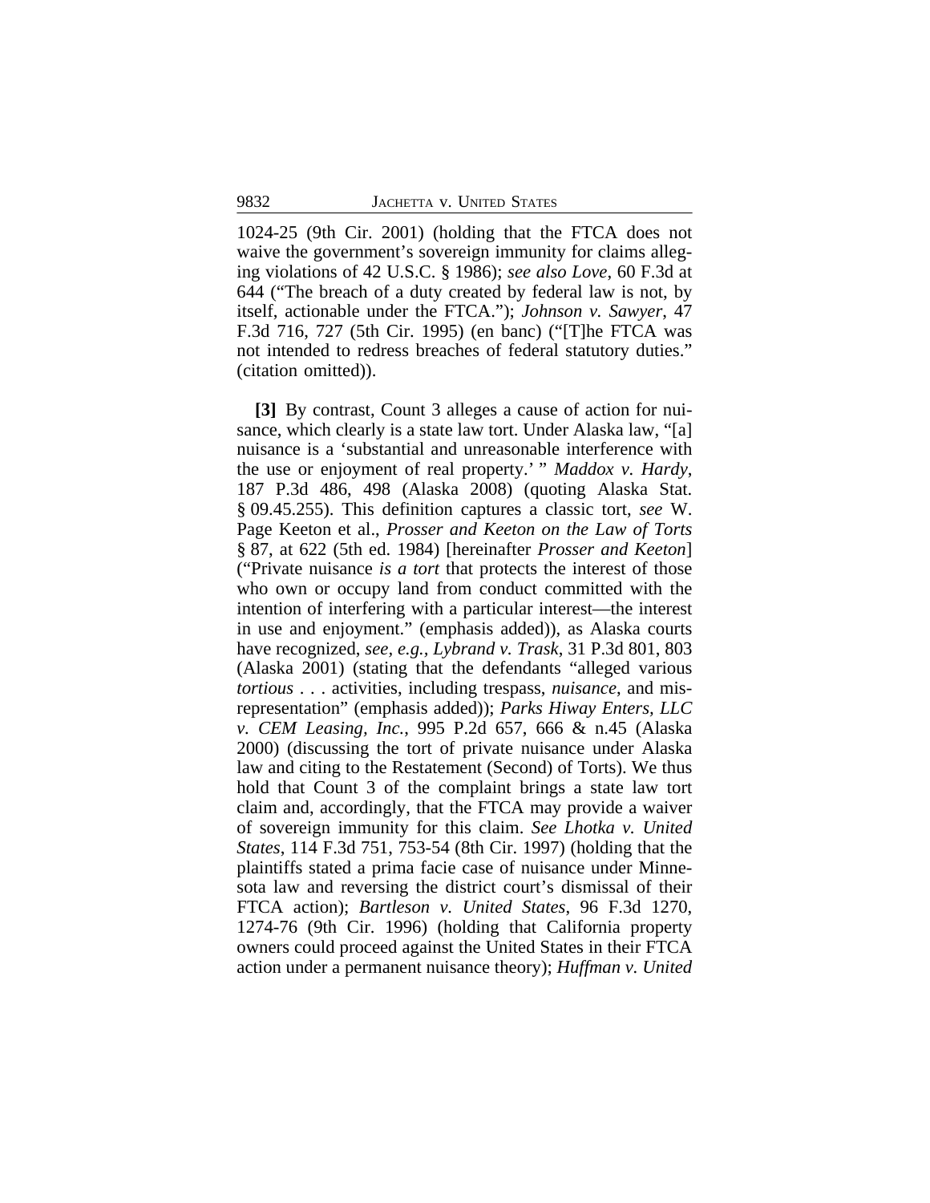1024-25 (9th Cir. 2001) (holding that the FTCA does not waive the government's sovereign immunity for claims alleging violations of 42 U.S.C. § 1986); *see also Love*, 60 F.3d at 644 ("The breach of a duty created by federal law is not, by itself, actionable under the FTCA."); *Johnson v. Sawyer*, 47 F.3d 716, 727 (5th Cir. 1995) (en banc) ("[T]he FTCA was not intended to redress breaches of federal statutory duties." (citation omitted)).

**[3]** By contrast, Count 3 alleges a cause of action for nuisance, which clearly is a state law tort. Under Alaska law, "[a] nuisance is a 'substantial and unreasonable interference with the use or enjoyment of real property.' " *Maddox v. Hardy*, 187 P.3d 486, 498 (Alaska 2008) (quoting Alaska Stat. § 09.45.255). This definition captures a classic tort, *see* W. Page Keeton et al., *Prosser and Keeton on the Law of Torts* § 87, at 622 (5th ed. 1984) [hereinafter *Prosser and Keeton*] ("Private nuisance *is a tort* that protects the interest of those who own or occupy land from conduct committed with the intention of interfering with a particular interest—the interest in use and enjoyment." (emphasis added)), as Alaska courts have recognized, *see, e.g.*, *Lybrand v. Trask*, 31 P.3d 801, 803 (Alaska 2001) (stating that the defendants "alleged various *tortious* . . . activities, including trespass, *nuisance*, and misrepresentation" (emphasis added)); *Parks Hiway Enters, LLC v. CEM Leasing, Inc.*, 995 P.2d 657, 666 & n.45 (Alaska 2000) (discussing the tort of private nuisance under Alaska law and citing to the Restatement (Second) of Torts). We thus hold that Count 3 of the complaint brings a state law tort claim and, accordingly, that the FTCA may provide a waiver of sovereign immunity for this claim. *See Lhotka v. United States*, 114 F.3d 751, 753-54 (8th Cir. 1997) (holding that the plaintiffs stated a prima facie case of nuisance under Minnesota law and reversing the district court's dismissal of their FTCA action); *Bartleson v. United States*, 96 F.3d 1270, 1274-76 (9th Cir. 1996) (holding that California property owners could proceed against the United States in their FTCA action under a permanent nuisance theory); *Huffman v. United*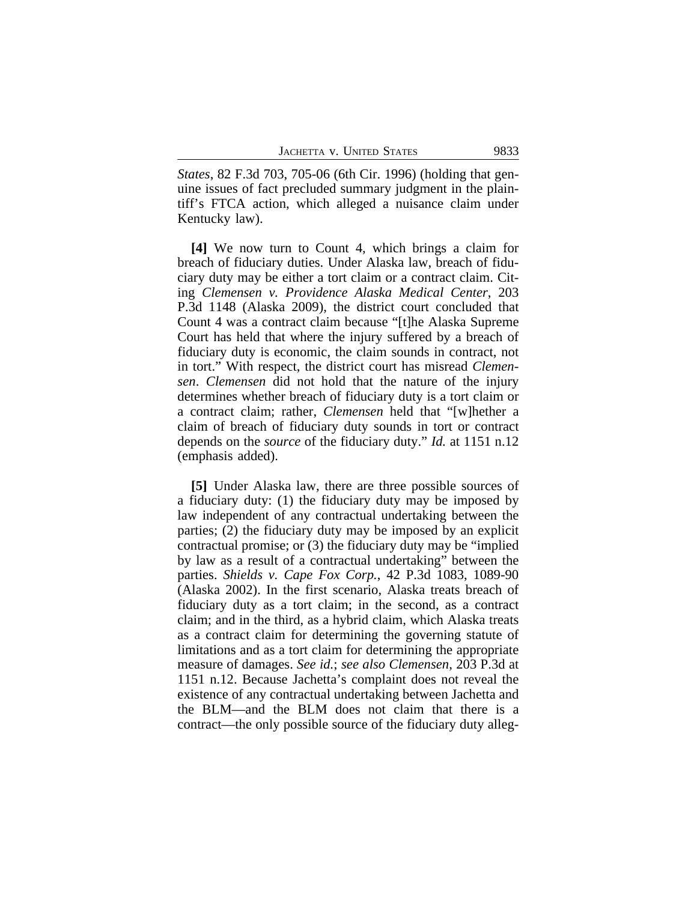*States*, 82 F.3d 703, 705-06 (6th Cir. 1996) (holding that genuine issues of fact precluded summary judgment in the plaintiff's FTCA action, which alleged a nuisance claim under Kentucky law).

**[4]** We now turn to Count 4, which brings a claim for breach of fiduciary duties. Under Alaska law, breach of fiduciary duty may be either a tort claim or a contract claim. Citing *Clemensen v. Providence Alaska Medical Center*, 203 P.3d 1148 (Alaska 2009), the district court concluded that Count 4 was a contract claim because "[t]he Alaska Supreme Court has held that where the injury suffered by a breach of fiduciary duty is economic, the claim sounds in contract, not in tort." With respect, the district court has misread *Clemensen*. *Clemensen* did not hold that the nature of the injury determines whether breach of fiduciary duty is a tort claim or a contract claim; rather, *Clemensen* held that "[w]hether a claim of breach of fiduciary duty sounds in tort or contract depends on the *source* of the fiduciary duty." *Id.* at 1151 n.12 (emphasis added).

**[5]** Under Alaska law, there are three possible sources of a fiduciary duty: (1) the fiduciary duty may be imposed by law independent of any contractual undertaking between the parties; (2) the fiduciary duty may be imposed by an explicit contractual promise; or (3) the fiduciary duty may be "implied by law as a result of a contractual undertaking" between the parties. *Shields v. Cape Fox Corp.*, 42 P.3d 1083, 1089-90 (Alaska 2002). In the first scenario, Alaska treats breach of fiduciary duty as a tort claim; in the second, as a contract claim; and in the third, as a hybrid claim, which Alaska treats as a contract claim for determining the governing statute of limitations and as a tort claim for determining the appropriate measure of damages. *See id.*; *see also Clemensen*, 203 P.3d at 1151 n.12. Because Jachetta's complaint does not reveal the existence of any contractual undertaking between Jachetta and the BLM—and the BLM does not claim that there is a contract—the only possible source of the fiduciary duty alleg-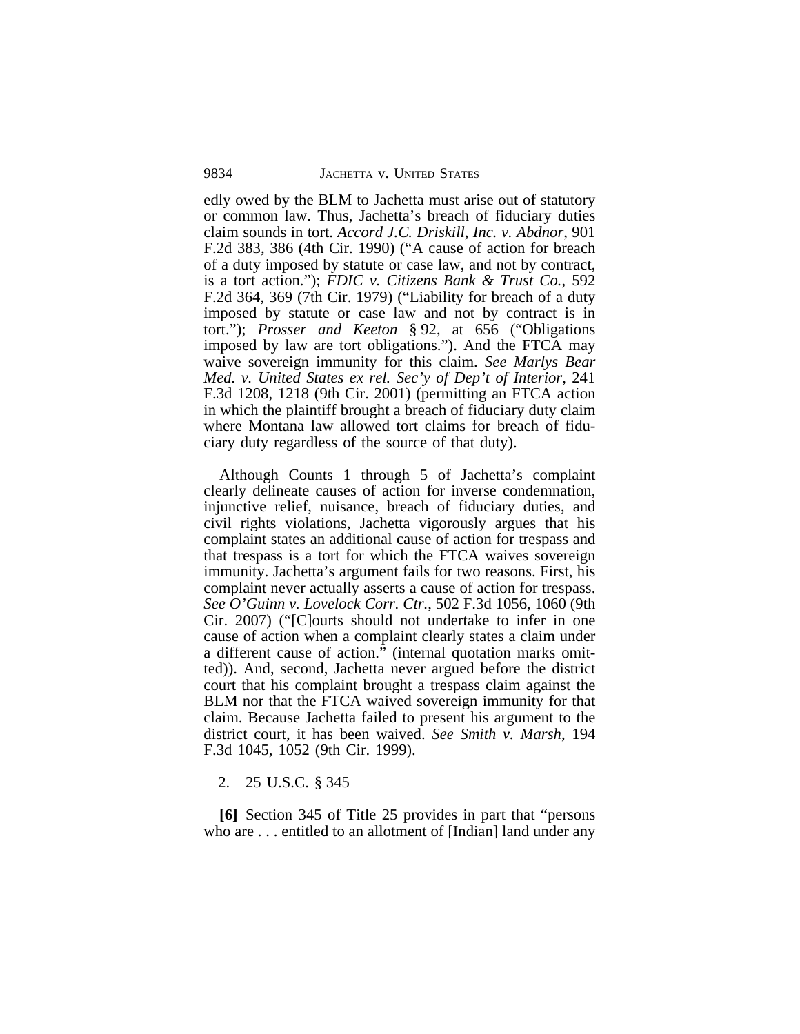edly owed by the BLM to Jachetta must arise out of statutory or common law. Thus, Jachetta's breach of fiduciary duties claim sounds in tort. *Accord J.C. Driskill, Inc. v. Abdnor*, 901 F.2d 383, 386 (4th Cir. 1990) ("A cause of action for breach of a duty imposed by statute or case law, and not by contract, is a tort action."); *FDIC v. Citizens Bank & Trust Co.*, 592 F.2d 364, 369 (7th Cir. 1979) ("Liability for breach of a duty imposed by statute or case law and not by contract is in tort."); *Prosser and Keeton* § 92, at 656 ("Obligations imposed by law are tort obligations."). And the FTCA may waive sovereign immunity for this claim. *See Marlys Bear Med. v. United States ex rel. Sec'y of Dep't of Interior*, 241 F.3d 1208, 1218 (9th Cir. 2001) (permitting an FTCA action in which the plaintiff brought a breach of fiduciary duty claim where Montana law allowed tort claims for breach of fiduciary duty regardless of the source of that duty).

Although Counts 1 through 5 of Jachetta's complaint clearly delineate causes of action for inverse condemnation, injunctive relief, nuisance, breach of fiduciary duties, and civil rights violations, Jachetta vigorously argues that his complaint states an additional cause of action for trespass and that trespass is a tort for which the FTCA waives sovereign immunity. Jachetta's argument fails for two reasons. First, his complaint never actually asserts a cause of action for trespass. *See O'Guinn v. Lovelock Corr. Ctr.*, 502 F.3d 1056, 1060 (9th Cir. 2007) ("[C]ourts should not undertake to infer in one cause of action when a complaint clearly states a claim under a different cause of action." (internal quotation marks omitted)). And, second, Jachetta never argued before the district court that his complaint brought a trespass claim against the BLM nor that the FTCA waived sovereign immunity for that claim. Because Jachetta failed to present his argument to the district court, it has been waived. *See Smith v. Marsh*, 194 F.3d 1045, 1052 (9th Cir. 1999).

2. 25 U.S.C. § 345

**[6]** Section 345 of Title 25 provides in part that "persons who are . . . entitled to an allotment of [Indian] land under any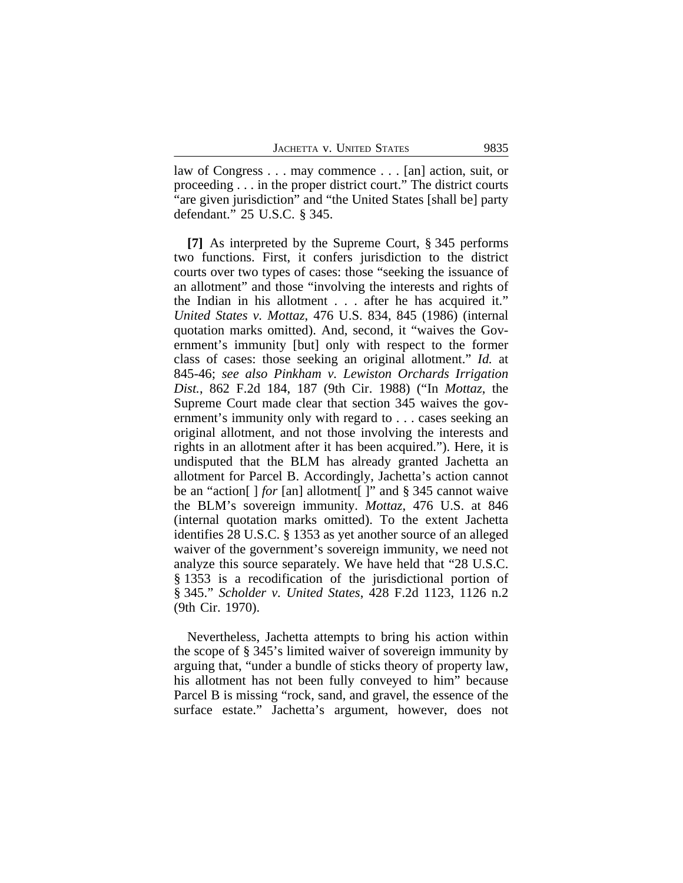law of Congress . . . may commence . . . [an] action, suit, or proceeding . . . in the proper district court." The district courts "are given jurisdiction" and "the United States [shall be] party defendant." 25 U.S.C. § 345.

**[7]** As interpreted by the Supreme Court, § 345 performs two functions. First, it confers jurisdiction to the district courts over two types of cases: those "seeking the issuance of an allotment" and those "involving the interests and rights of the Indian in his allotment . . . after he has acquired it." *United States v. Mottaz*, 476 U.S. 834, 845 (1986) (internal quotation marks omitted). And, second, it "waives the Government's immunity [but] only with respect to the former class of cases: those seeking an original allotment." *Id.* at 845-46; *see also Pinkham v. Lewiston Orchards Irrigation Dist.*, 862 F.2d 184, 187 (9th Cir. 1988) ("In *Mottaz*, the Supreme Court made clear that section 345 waives the government's immunity only with regard to . . . cases seeking an original allotment, and not those involving the interests and rights in an allotment after it has been acquired."). Here, it is undisputed that the BLM has already granted Jachetta an allotment for Parcel B. Accordingly, Jachetta's action cannot be an "action[ ] *for* [an] allotment[ ]" and § 345 cannot waive the BLM's sovereign immunity. *Mottaz*, 476 U.S. at 846 (internal quotation marks omitted). To the extent Jachetta identifies 28 U.S.C. § 1353 as yet another source of an alleged waiver of the government's sovereign immunity, we need not analyze this source separately. We have held that "28 U.S.C. § 1353 is a recodification of the jurisdictional portion of § 345." *Scholder v. United States*, 428 F.2d 1123, 1126 n.2 (9th Cir. 1970).

Nevertheless, Jachetta attempts to bring his action within the scope of § 345's limited waiver of sovereign immunity by arguing that, "under a bundle of sticks theory of property law, his allotment has not been fully conveyed to him" because Parcel B is missing "rock, sand, and gravel, the essence of the surface estate." Jachetta's argument, however, does not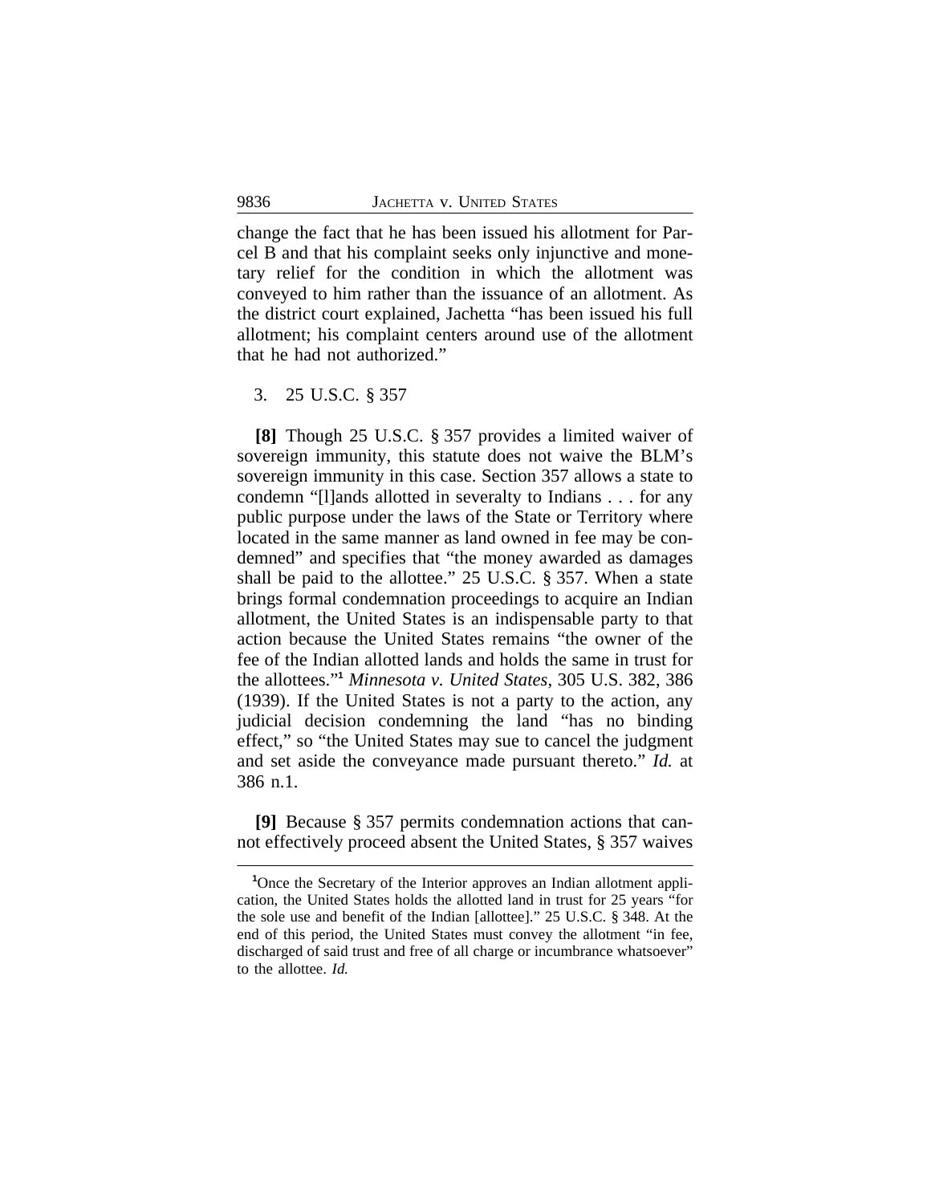change the fact that he has been issued his allotment for Parcel B and that his complaint seeks only injunctive and monetary relief for the condition in which the allotment was conveyed to him rather than the issuance of an allotment. As the district court explained, Jachetta "has been issued his full allotment; his complaint centers around use of the allotment that he had not authorized."

3. 25 U.S.C. § 357

**[8]** Though 25 U.S.C. § 357 provides a limited waiver of sovereign immunity, this statute does not waive the BLM's sovereign immunity in this case. Section 357 allows a state to condemn "[l]ands allotted in severalty to Indians . . . for any public purpose under the laws of the State or Territory where located in the same manner as land owned in fee may be condemned" and specifies that "the money awarded as damages shall be paid to the allottee." 25 U.S.C. § 357. When a state brings formal condemnation proceedings to acquire an Indian allotment, the United States is an indispensable party to that action because the United States remains "the owner of the fee of the Indian allotted lands and holds the same in trust for the allottees."[1] *Minnesota v. United States*, 305 U.S. 382, 386 (1939). If the United States is not a party to the action, any judicial decision condemning the land "has no binding effect," so "the United States may sue to cancel the judgment and set aside the conveyance made pursuant thereto." *Id.* at 386 n.1.

**[9]** Because § 357 permits condemnation actions that cannot effectively proceed absent the United States, § 357 waives

[1]Once the Secretary of the Interior approves an Indian allotment application, the United States holds the allotted land in trust for 25 years "for the sole use and benefit of the Indian [allottee]." 25 U.S.C. § 348. At the end of this period, the United States must convey the allotment "in fee, discharged of said trust and free of all charge or incumbrance whatsoever" to the allottee. *Id.*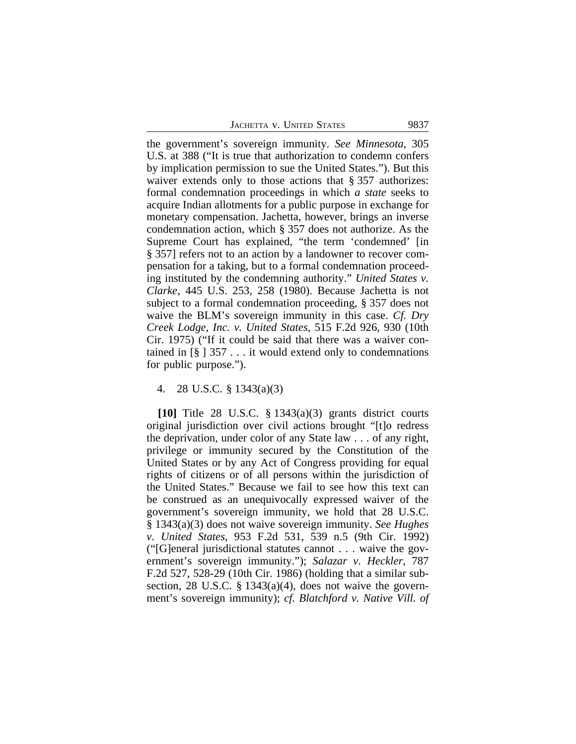the government's sovereign immunity. *See Minnesota*, 305 U.S. at 388 ("It is true that authorization to condemn confers by implication permission to sue the United States."). But this waiver extends only to those actions that § 357 authorizes: formal condemnation proceedings in which *a state* seeks to acquire Indian allotments for a public purpose in exchange for monetary compensation. Jachetta, however, brings an inverse condemnation action, which § 357 does not authorize. As the Supreme Court has explained, "the term 'condemned' [in § 357] refers not to an action by a landowner to recover compensation for a taking, but to a formal condemnation proceeding instituted by the condemning authority." *United States v. Clarke*, 445 U.S. 253, 258 (1980). Because Jachetta is not subject to a formal condemnation proceeding, § 357 does not waive the BLM's sovereign immunity in this case. *Cf. Dry Creek Lodge, Inc. v. United States*, 515 F.2d 926, 930 (10th Cir. 1975) ("If it could be said that there was a waiver contained in [§ ] 357 . . . it would extend only to condemnations for public purpose.").

4. 28 U.S.C. § 1343(a)(3)

**[10]** Title 28 U.S.C. § 1343(a)(3) grants district courts original jurisdiction over civil actions brought "[t]o redress the deprivation, under color of any State law . . . of any right, privilege or immunity secured by the Constitution of the United States or by any Act of Congress providing for equal rights of citizens or of all persons within the jurisdiction of the United States." Because we fail to see how this text can be construed as an unequivocally expressed waiver of the government's sovereign immunity, we hold that 28 U.S.C. § 1343(a)(3) does not waive sovereign immunity. *See Hughes v. United States*, 953 F.2d 531, 539 n.5 (9th Cir. 1992) ("[G]eneral jurisdictional statutes cannot . . . waive the government's sovereign immunity."); *Salazar v. Heckler*, 787 F.2d 527, 528-29 (10th Cir. 1986) (holding that a similar subsection, 28 U.S.C. § 1343(a)(4), does not waive the government's sovereign immunity); *cf. Blatchford v. Native Vill. of*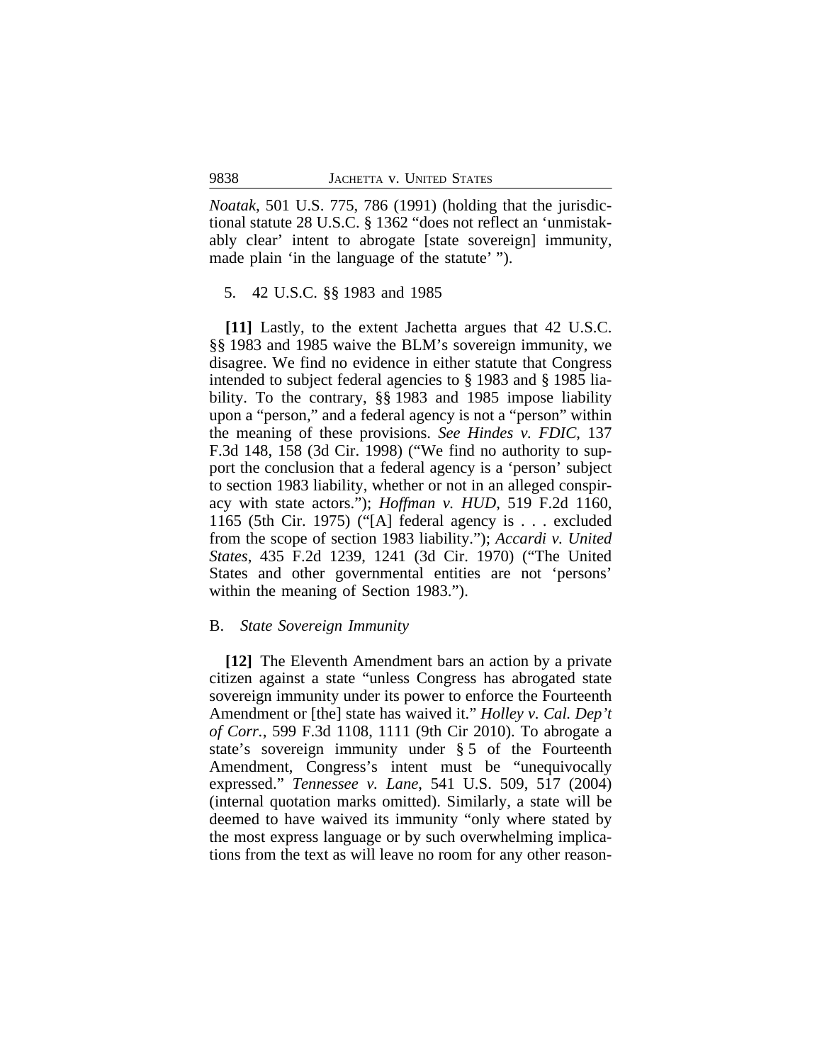*Noatak*, 501 U.S. 775, 786 (1991) (holding that the jurisdictional statute 28 U.S.C. § 1362 "does not reflect an 'unmistakably clear' intent to abrogate [state sovereign] immunity, made plain 'in the language of the statute' ").

5. 42 U.S.C. §§ 1983 and 1985

**[11]** Lastly, to the extent Jachetta argues that 42 U.S.C. §§ 1983 and 1985 waive the BLM's sovereign immunity, we disagree. We find no evidence in either statute that Congress intended to subject federal agencies to § 1983 and § 1985 liability. To the contrary, §§ 1983 and 1985 impose liability upon a "person," and a federal agency is not a "person" within the meaning of these provisions. *See Hindes v. FDIC*, 137 F.3d 148, 158 (3d Cir. 1998) ("We find no authority to support the conclusion that a federal agency is a 'person' subject to section 1983 liability, whether or not in an alleged conspiracy with state actors."); *Hoffman v. HUD*, 519 F.2d 1160, 1165 (5th Cir. 1975) ("[A] federal agency is . . . excluded from the scope of section 1983 liability."); *Accardi v. United States*, 435 F.2d 1239, 1241 (3d Cir. 1970) ("The United States and other governmental entities are not 'persons' within the meaning of Section 1983.").

B. *State Sovereign Immunity*

**[12]** The Eleventh Amendment bars an action by a private citizen against a state "unless Congress has abrogated state sovereign immunity under its power to enforce the Fourteenth Amendment or [the] state has waived it." *Holley v. Cal. Dep't of Corr.*, 599 F.3d 1108, 1111 (9th Cir 2010). To abrogate a state's sovereign immunity under § 5 of the Fourteenth Amendment, Congress's intent must be "unequivocally expressed." *Tennessee v. Lane*, 541 U.S. 509, 517 (2004) (internal quotation marks omitted). Similarly, a state will be deemed to have waived its immunity "only where stated by the most express language or by such overwhelming implications from the text as will leave no room for any other reason-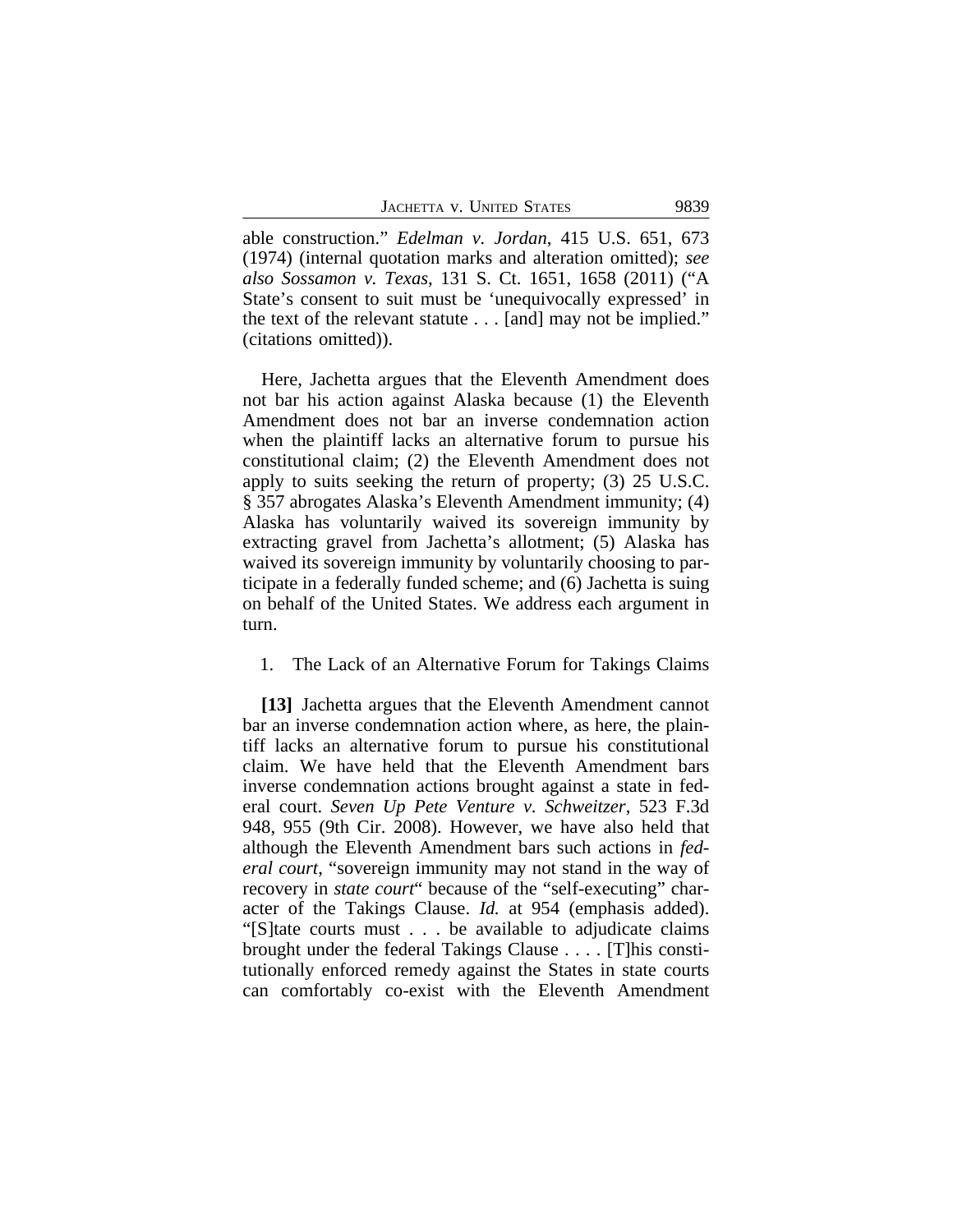able construction." *Edelman v. Jordan*, 415 U.S. 651, 673 (1974) (internal quotation marks and alteration omitted); *see also Sossamon v. Texas*, 131 S. Ct. 1651, 1658 (2011) ("A State's consent to suit must be 'unequivocally expressed' in the text of the relevant statute . . . [and] may not be implied." (citations omitted)).

Here, Jachetta argues that the Eleventh Amendment does not bar his action against Alaska because (1) the Eleventh Amendment does not bar an inverse condemnation action when the plaintiff lacks an alternative forum to pursue his constitutional claim; (2) the Eleventh Amendment does not apply to suits seeking the return of property; (3) 25 U.S.C. § 357 abrogates Alaska's Eleventh Amendment immunity; (4) Alaska has voluntarily waived its sovereign immunity by extracting gravel from Jachetta's allotment; (5) Alaska has waived its sovereign immunity by voluntarily choosing to participate in a federally funded scheme; and (6) Jachetta is suing on behalf of the United States. We address each argument in turn.

1. The Lack of an Alternative Forum for Takings Claims

**[13]** Jachetta argues that the Eleventh Amendment cannot bar an inverse condemnation action where, as here, the plaintiff lacks an alternative forum to pursue his constitutional claim. We have held that the Eleventh Amendment bars inverse condemnation actions brought against a state in federal court. *Seven Up Pete Venture v. Schweitzer*, 523 F.3d 948, 955 (9th Cir. 2008). However, we have also held that although the Eleventh Amendment bars such actions in *federal court*, "sovereign immunity may not stand in the way of recovery in *state court*" because of the "self-executing" character of the Takings Clause. *Id.* at 954 (emphasis added). "[S]tate courts must . . . be available to adjudicate claims brought under the federal Takings Clause . . . . [T]his constitutionally enforced remedy against the States in state courts can comfortably co-exist with the Eleventh Amendment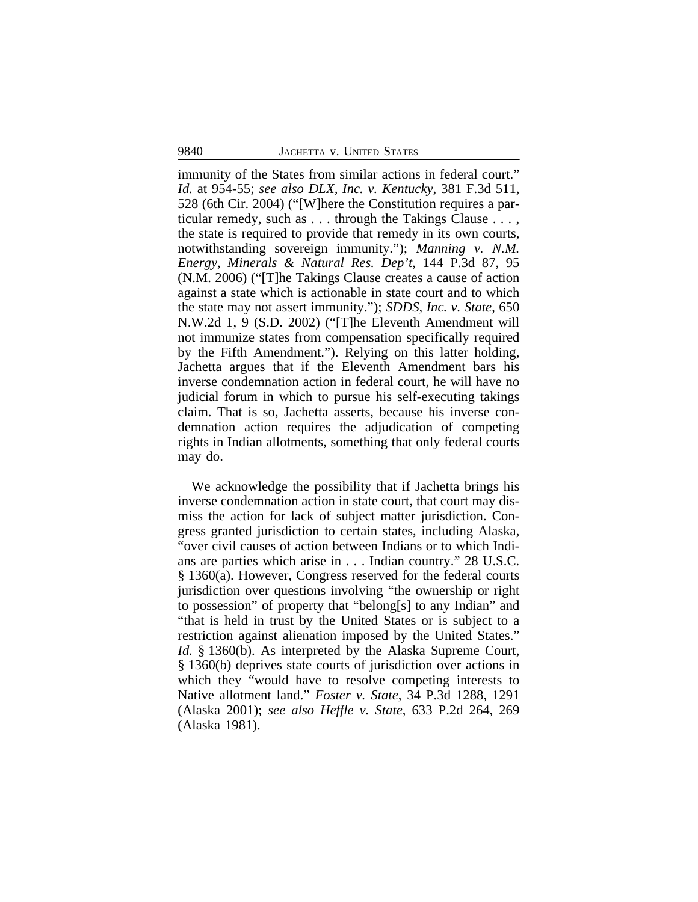immunity of the States from similar actions in federal court." *Id.* at 954-55; *see also DLX, Inc. v. Kentucky*, 381 F.3d 511, 528 (6th Cir. 2004) ("[W]here the Constitution requires a particular remedy, such as . . . through the Takings Clause . . . , the state is required to provide that remedy in its own courts, notwithstanding sovereign immunity."); *Manning v. N.M. Energy, Minerals & Natural Res. Dep't*, 144 P.3d 87, 95 (N.M. 2006) ("[T]he Takings Clause creates a cause of action against a state which is actionable in state court and to which the state may not assert immunity."); *SDDS, Inc. v. State*, 650 N.W.2d 1, 9 (S.D. 2002) ("[T]he Eleventh Amendment will not immunize states from compensation specifically required by the Fifth Amendment."). Relying on this latter holding, Jachetta argues that if the Eleventh Amendment bars his inverse condemnation action in federal court, he will have no judicial forum in which to pursue his self-executing takings claim. That is so, Jachetta asserts, because his inverse condemnation action requires the adjudication of competing rights in Indian allotments, something that only federal courts may do.

We acknowledge the possibility that if Jachetta brings his inverse condemnation action in state court, that court may dismiss the action for lack of subject matter jurisdiction. Congress granted jurisdiction to certain states, including Alaska, "over civil causes of action between Indians or to which Indians are parties which arise in . . . Indian country." 28 U.S.C. § 1360(a). However, Congress reserved for the federal courts jurisdiction over questions involving "the ownership or right to possession" of property that "belong[s] to any Indian" and "that is held in trust by the United States or is subject to a restriction against alienation imposed by the United States." *Id.* § 1360(b). As interpreted by the Alaska Supreme Court, § 1360(b) deprives state courts of jurisdiction over actions in which they "would have to resolve competing interests to Native allotment land." *Foster v. State*, 34 P.3d 1288, 1291 (Alaska 2001); *see also Heffle v. State*, 633 P.2d 264, 269 (Alaska 1981).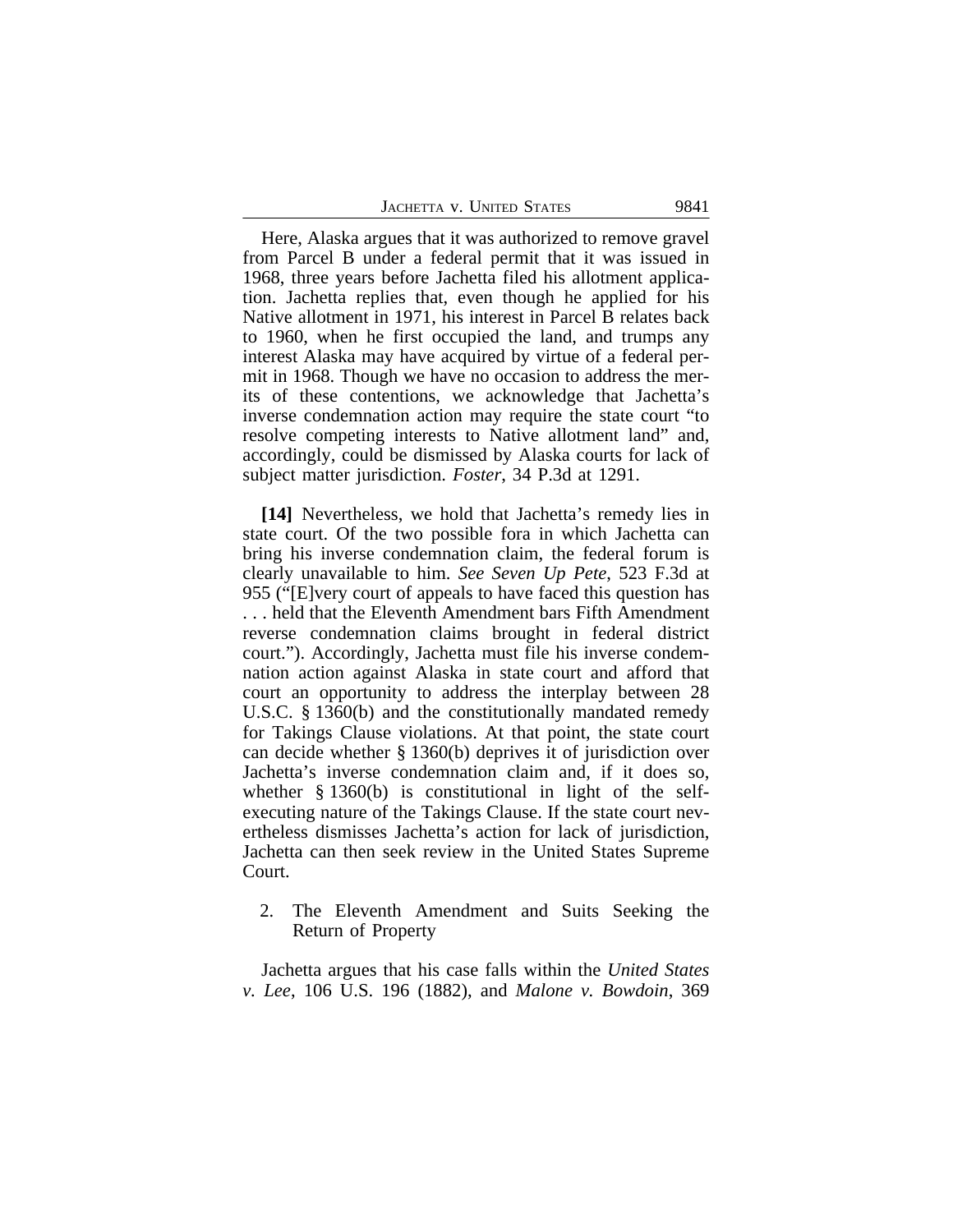Here, Alaska argues that it was authorized to remove gravel from Parcel B under a federal permit that it was issued in 1968, three years before Jachetta filed his allotment application. Jachetta replies that, even though he applied for his Native allotment in 1971, his interest in Parcel B relates back to 1960, when he first occupied the land, and trumps any interest Alaska may have acquired by virtue of a federal permit in 1968. Though we have no occasion to address the merits of these contentions, we acknowledge that Jachetta's inverse condemnation action may require the state court "to resolve competing interests to Native allotment land" and, accordingly, could be dismissed by Alaska courts for lack of subject matter jurisdiction. *Foster*, 34 P.3d at 1291.

**[14]** Nevertheless, we hold that Jachetta's remedy lies in state court. Of the two possible fora in which Jachetta can bring his inverse condemnation claim, the federal forum is clearly unavailable to him. *See Seven Up Pete*, 523 F.3d at 955 ("[E]very court of appeals to have faced this question has . . . held that the Eleventh Amendment bars Fifth Amendment reverse condemnation claims brought in federal district court."). Accordingly, Jachetta must file his inverse condemnation action against Alaska in state court and afford that court an opportunity to address the interplay between 28 U.S.C. § 1360(b) and the constitutionally mandated remedy for Takings Clause violations. At that point, the state court can decide whether § 1360(b) deprives it of jurisdiction over Jachetta's inverse condemnation claim and, if it does so, whether § 1360(b) is constitutional in light of the self-executing nature of the Takings Clause. If the state court nevertheless dismisses Jachetta's action for lack of jurisdiction, Jachetta can then seek review in the United States Supreme Court.

2. The Eleventh Amendment and Suits Seeking the Return of Property

Jachetta argues that his case falls within the *United States v. Lee*, 106 U.S. 196 (1882), and *Malone v. Bowdoin*, 369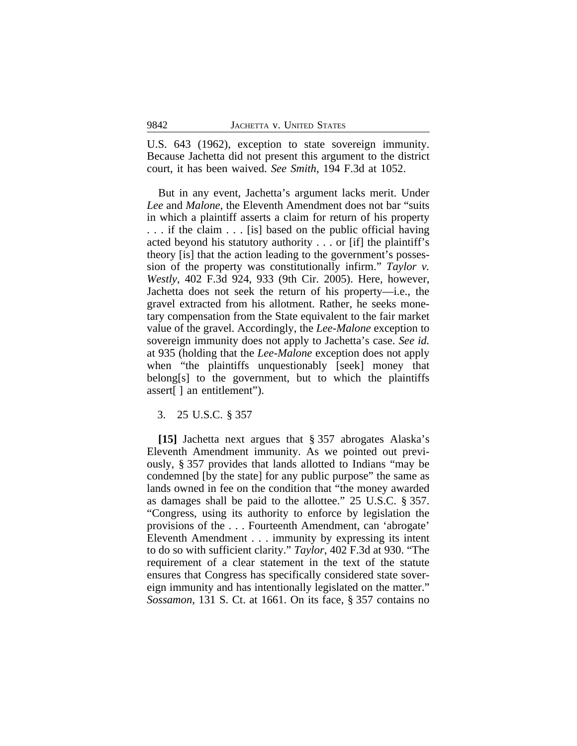U.S. 643 (1962), exception to state sovereign immunity. Because Jachetta did not present this argument to the district court, it has been waived. *See Smith*, 194 F.3d at 1052.

But in any event, Jachetta's argument lacks merit. Under *Lee* and *Malone*, the Eleventh Amendment does not bar "suits in which a plaintiff asserts a claim for return of his property . . . if the claim . . . [is] based on the public official having acted beyond his statutory authority . . . or [if] the plaintiff's theory [is] that the action leading to the government's possession of the property was constitutionally infirm." *Taylor v. Westly*, 402 F.3d 924, 933 (9th Cir. 2005). Here, however, Jachetta does not seek the return of his property—i.e., the gravel extracted from his allotment. Rather, he seeks monetary compensation from the State equivalent to the fair market value of the gravel. Accordingly, the *Lee-Malone* exception to sovereign immunity does not apply to Jachetta's case. *See id.* at 935 (holding that the *Lee-Malone* exception does not apply when "the plaintiffs unquestionably [seek] money that belong[s] to the government, but to which the plaintiffs assert[ ] an entitlement").

3. 25 U.S.C. § 357

**[15]** Jachetta next argues that § 357 abrogates Alaska's Eleventh Amendment immunity. As we pointed out previously, § 357 provides that lands allotted to Indians "may be condemned [by the state] for any public purpose" the same as lands owned in fee on the condition that "the money awarded as damages shall be paid to the allottee." 25 U.S.C. § 357. "Congress, using its authority to enforce by legislation the provisions of the . . . Fourteenth Amendment, can 'abrogate' Eleventh Amendment . . . immunity by expressing its intent to do so with sufficient clarity." *Taylor*, 402 F.3d at 930. "The requirement of a clear statement in the text of the statute ensures that Congress has specifically considered state sovereign immunity and has intentionally legislated on the matter." *Sossamon*, 131 S. Ct. at 1661. On its face, § 357 contains no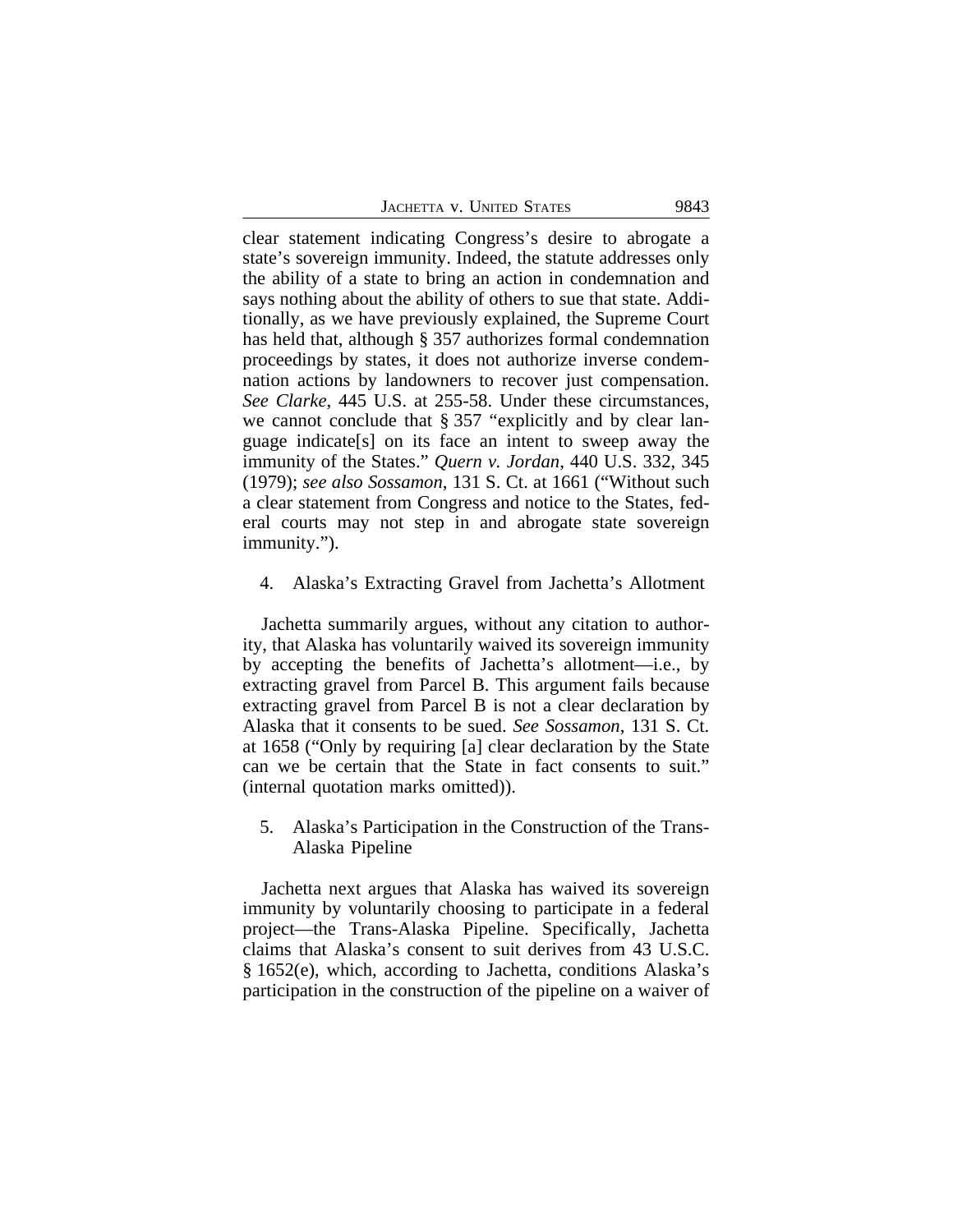clear statement indicating Congress's desire to abrogate a state's sovereign immunity. Indeed, the statute addresses only the ability of a state to bring an action in condemnation and says nothing about the ability of others to sue that state. Additionally, as we have previously explained, the Supreme Court has held that, although § 357 authorizes formal condemnation proceedings by states, it does not authorize inverse condemnation actions by landowners to recover just compensation. *See Clarke*, 445 U.S. at 255-58. Under these circumstances, we cannot conclude that § 357 "explicitly and by clear language indicate[s] on its face an intent to sweep away the immunity of the States." *Quern v. Jordan*, 440 U.S. 332, 345 (1979); *see also Sossamon*, 131 S. Ct. at 1661 ("Without such a clear statement from Congress and notice to the States, federal courts may not step in and abrogate state sovereign immunity.").

4. Alaska's Extracting Gravel from Jachetta's Allotment

Jachetta summarily argues, without any citation to authority, that Alaska has voluntarily waived its sovereign immunity by accepting the benefits of Jachetta's allotment—i.e., by extracting gravel from Parcel B. This argument fails because extracting gravel from Parcel B is not a clear declaration by Alaska that it consents to be sued. *See Sossamon*, 131 S. Ct. at 1658 ("Only by requiring [a] clear declaration by the State can we be certain that the State in fact consents to suit." (internal quotation marks omitted)).

5. Alaska's Participation in the Construction of the Trans-Alaska Pipeline

Jachetta next argues that Alaska has waived its sovereign immunity by voluntarily choosing to participate in a federal project—the Trans-Alaska Pipeline. Specifically, Jachetta claims that Alaska's consent to suit derives from 43 U.S.C. § 1652(e), which, according to Jachetta, conditions Alaska's participation in the construction of the pipeline on a waiver of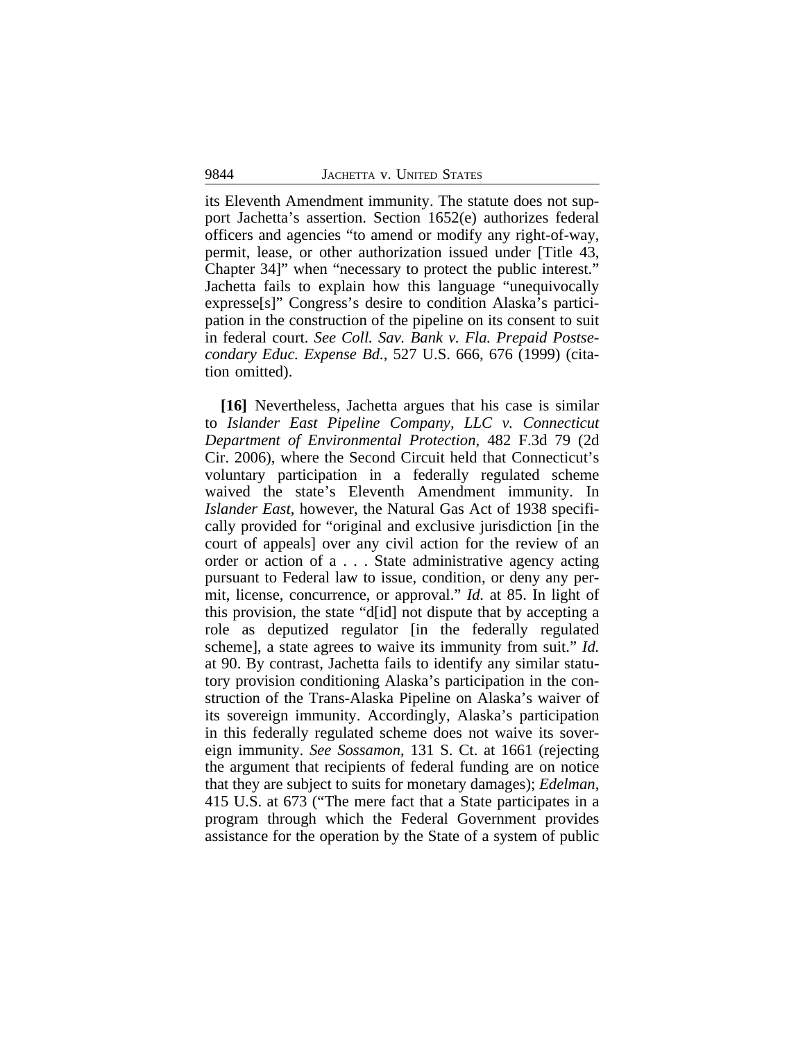its Eleventh Amendment immunity. The statute does not support Jachetta's assertion. Section 1652(e) authorizes federal officers and agencies "to amend or modify any right-of-way, permit, lease, or other authorization issued under [Title 43, Chapter 34]" when "necessary to protect the public interest." Jachetta fails to explain how this language "unequivocally expresse[s]" Congress's desire to condition Alaska's participation in the construction of the pipeline on its consent to suit in federal court. *See Coll. Sav. Bank v. Fla. Prepaid Postsecondary Educ. Expense Bd.*, 527 U.S. 666, 676 (1999) (citation omitted).

**[16]** Nevertheless, Jachetta argues that his case is similar to *Islander East Pipeline Company, LLC v. Connecticut Department of Environmental Protection*, 482 F.3d 79 (2d Cir. 2006), where the Second Circuit held that Connecticut's voluntary participation in a federally regulated scheme waived the state's Eleventh Amendment immunity. In *Islander East*, however, the Natural Gas Act of 1938 specifically provided for "original and exclusive jurisdiction [in the court of appeals] over any civil action for the review of an order or action of a . . . State administrative agency acting pursuant to Federal law to issue, condition, or deny any permit, license, concurrence, or approval." *Id.* at 85. In light of this provision, the state "d[id] not dispute that by accepting a role as deputized regulator [in the federally regulated scheme], a state agrees to waive its immunity from suit." *Id.* at 90. By contrast, Jachetta fails to identify any similar statutory provision conditioning Alaska's participation in the construction of the Trans-Alaska Pipeline on Alaska's waiver of its sovereign immunity. Accordingly, Alaska's participation in this federally regulated scheme does not waive its sovereign immunity. *See Sossamon*, 131 S. Ct. at 1661 (rejecting the argument that recipients of federal funding are on notice that they are subject to suits for monetary damages); *Edelman*, 415 U.S. at 673 ("The mere fact that a State participates in a program through which the Federal Government provides assistance for the operation by the State of a system of public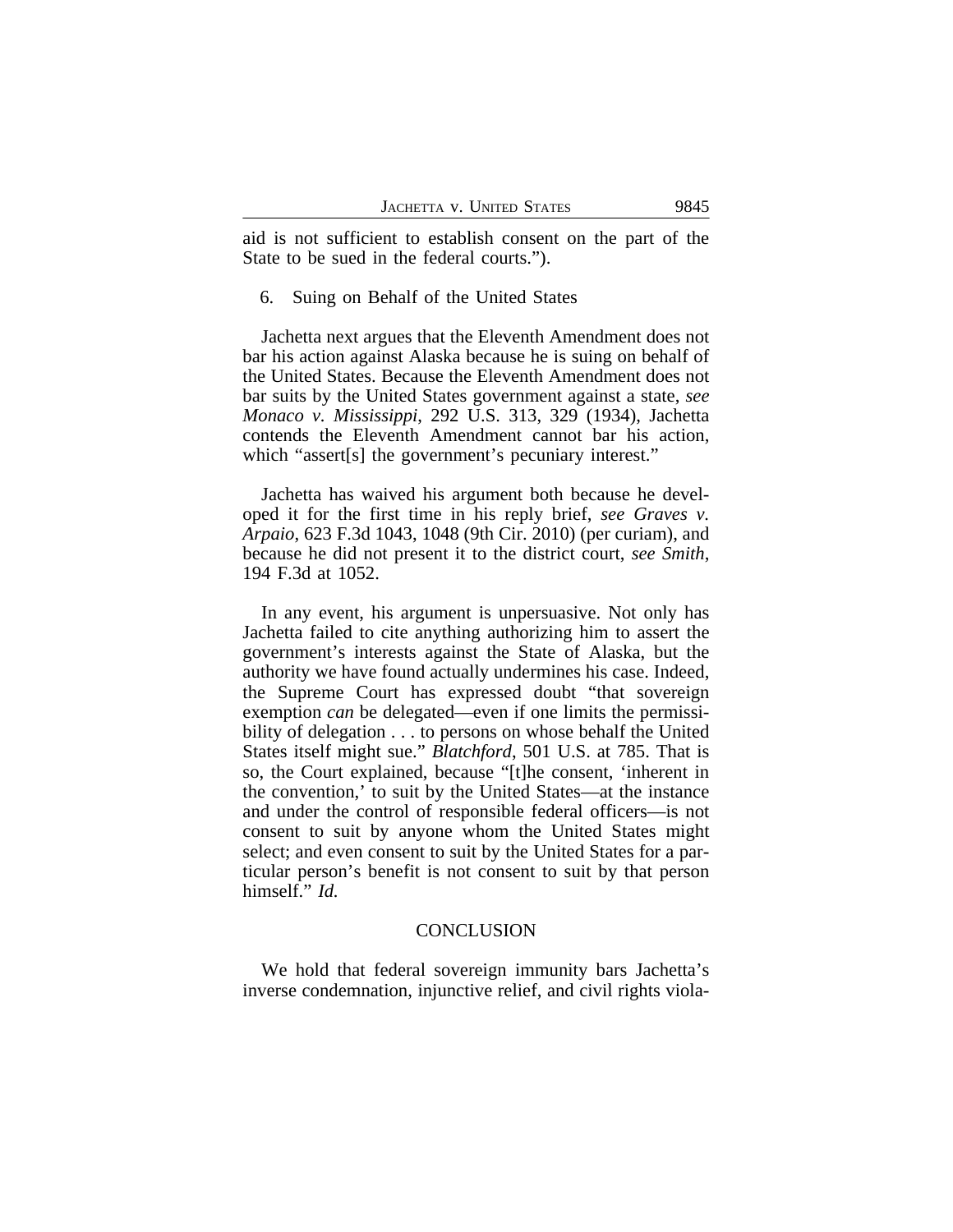aid is not sufficient to establish consent on the part of the State to be sued in the federal courts.").

6. Suing on Behalf of the United States

Jachetta next argues that the Eleventh Amendment does not bar his action against Alaska because he is suing on behalf of the United States. Because the Eleventh Amendment does not bar suits by the United States government against a state, *see Monaco v. Mississippi*, 292 U.S. 313, 329 (1934), Jachetta contends the Eleventh Amendment cannot bar his action, which "assert[s] the government's pecuniary interest."

Jachetta has waived his argument both because he developed it for the first time in his reply brief, *see Graves v. Arpaio*, 623 F.3d 1043, 1048 (9th Cir. 2010) (per curiam), and because he did not present it to the district court, *see Smith*, 194 F.3d at 1052.

In any event, his argument is unpersuasive. Not only has Jachetta failed to cite anything authorizing him to assert the government's interests against the State of Alaska, but the authority we have found actually undermines his case. Indeed, the Supreme Court has expressed doubt "that sovereign exemption *can* be delegated—even if one limits the permissibility of delegation . . . to persons on whose behalf the United States itself might sue." *Blatchford*, 501 U.S. at 785. That is so, the Court explained, because "[t]he consent, 'inherent in the convention,' to suit by the United States—at the instance and under the control of responsible federal officers—is not consent to suit by anyone whom the United States might select; and even consent to suit by the United States for a particular person's benefit is not consent to suit by that person himself." *Id.*

## CONCLUSION

We hold that federal sovereign immunity bars Jachetta's inverse condemnation, injunctive relief, and civil rights viola-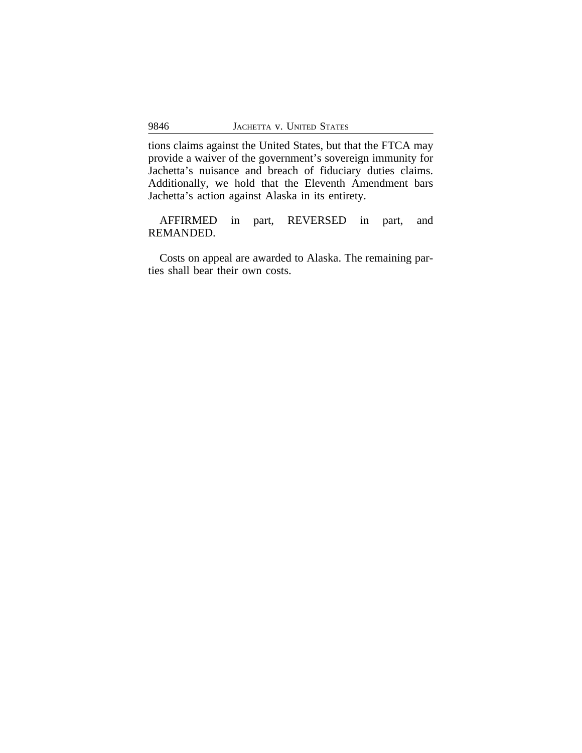tions claims against the United States, but that the FTCA may provide a waiver of the government's sovereign immunity for Jachetta's nuisance and breach of fiduciary duties claims. Additionally, we hold that the Eleventh Amendment bars Jachetta's action against Alaska in its entirety.

AFFIRMED in part, REVERSED in part, and REMANDED.

Costs on appeal are awarded to Alaska. The remaining parties shall bear their own costs.